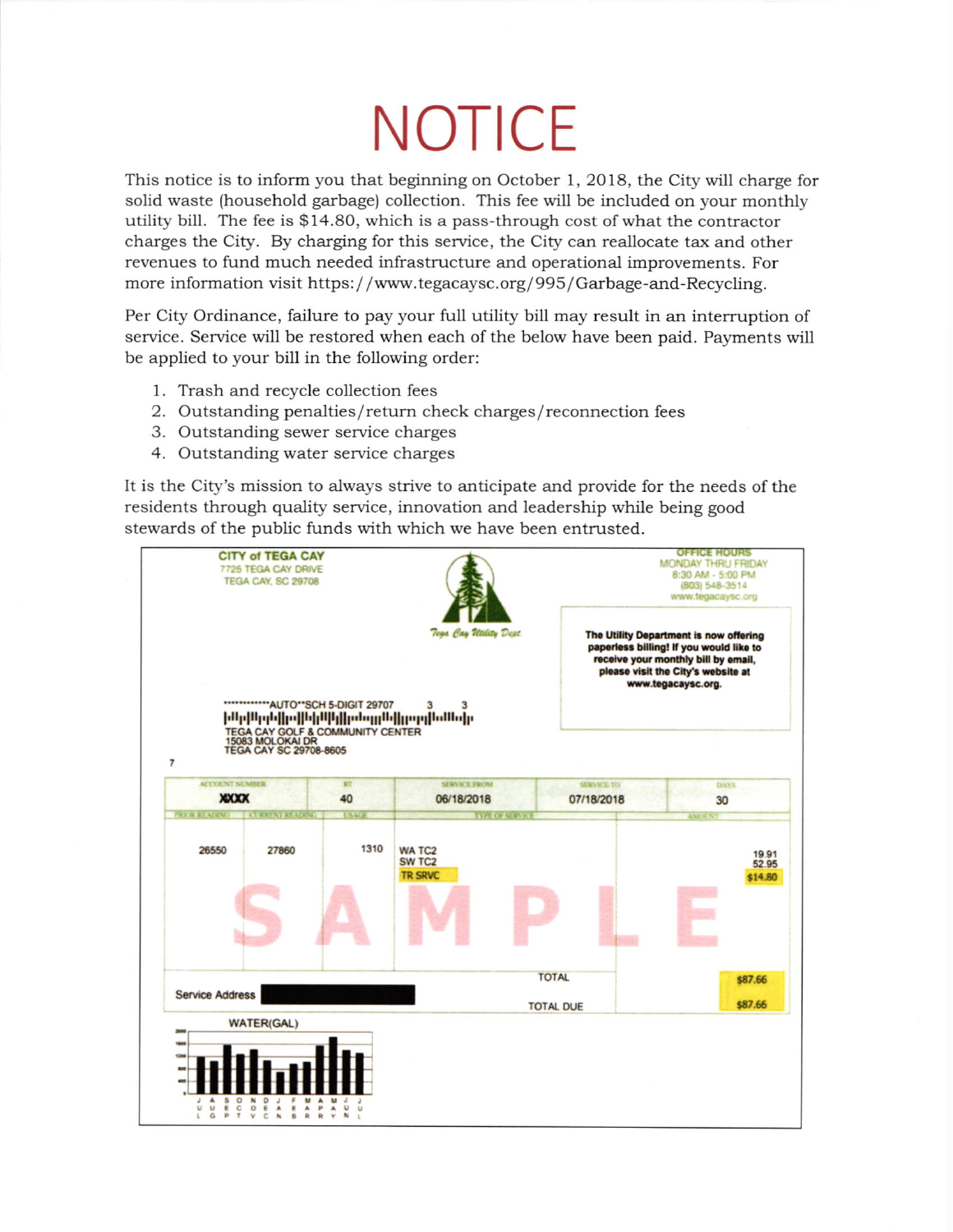# NOTICE

This notice is to inform you that beginning on October 1, 2018, the City will charge for solid waste (household garbage) collection. This fee will be included on your monthly utility bill. The fee is $14.80, which is a pass-through cost of what the contractor charges the City. By charging for this service, the City can reallocate tax and other revenues to fund much needed infrastructure and operational improvements. For more information visit https://www.tegacaysc.org/995/Garbage-and-Recycling.

Per City Ordinance, failure to pay your full utility bill may result in an interruption of service. Service will be restored when each of the below have been paid. Payments will be applied to your bill in the following order:

1. Trash and recycle collection fees
2. Outstanding penalties/return check charges/reconnection fees
3. Outstanding sewer service charges
4. Outstanding water service charges

It is the City's mission to always strive to anticipate and provide for the needs of the residents through quality service, innovation and leadership while being good stewards of the public funds with which we have been entrusted.

**CITY of TEGA CAY**
7725 TEGA CAY DRIVE
TEGA CAY, SC 29708

Tega Cay Utility Dept

OFFICE HOURS
MONDAY THRU FRIDAY
8:30 AM - 5:00 PM
(803) 548-3514
www.tegacaysc.org

**The Utility Department is now offering paperless billing! If you would like to receive your monthly bill by email, please visit the City's website at www.tegacaysc.org.**

************AUTO**SCH 5-DIGIT 29707 3 3
TEGA CAY GOLF & COMMUNITY CENTER
15083 MOLOKAI DR
TEGA CAY SC 29708-8605

7

| ACCOUNT NUMBER | | RT | SERVICE FROM | SERVICE TO | DAYS |
|---|---|---|---|---|---|
| XXXX | | 40 | 06/18/2018 | 07/18/2018 | 30 |
| **PRIOR READING** | **CURRENT READING** | **USAGE** | **TYPE OF SERVICE** | | **AMOUNT** |
| 26550 | 27860 | 1310 | WA TC2 | | 19.91 |
| | | | SW TC2 | | 52.95 |
| | | | TR SRVC | | $14.80 |
| | | | | TOTAL | $87.66 |
| Service Address | | | | TOTAL DUE | $87.66 |

SAMPLE

WATER(GAL)

JUL AUG SEP OCT NOV DEC JAN FEB MAR APR MAY JUN JUL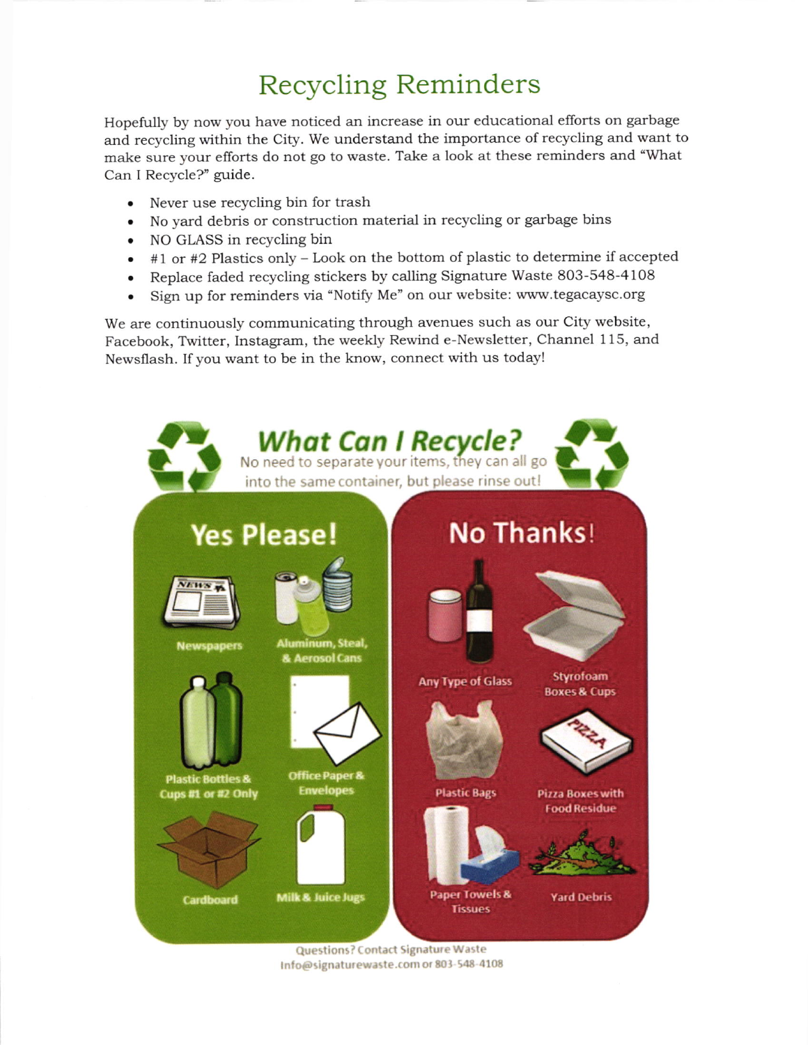# Recycling Reminders

Hopefully by now you have noticed an increase in our educational efforts on garbage and recycling within the City. We understand the importance of recycling and want to make sure your efforts do not go to waste. Take a look at these reminders and "What Can I Recycle?" guide.

- Never use recycling bin for trash
- No yard debris or construction material in recycling or garbage bins
- NO GLASS in recycling bin
- #1 or #2 Plastics only – Look on the bottom of plastic to determine if accepted
- Replace faded recycling stickers by calling Signature Waste 803-548-4108
- Sign up for reminders via "Notify Me" on our website: www.tegacaysc.org

We are continuously communicating through avenues such as our City website, Facebook, Twitter, Instagram, the weekly Rewind e-Newsletter, Channel 115, and Newsflash. If you want to be in the know, connect with us today!

## What Can I Recycle?

No need to separate your items, they can all go into the same container, but please rinse out!

### Yes Please!

- Newspapers
- Aluminum, Steal, & Aerosol Cans
- Plastic Bottles & Cups #1 or #2 Only
- Office Paper & Envelopes
- Cardboard
- Milk & Juice Jugs

### No Thanks!

- Any Type of Glass
- Styrofoam Boxes & Cups
- Plastic Bags
- Pizza Boxes with Food Residue
- Paper Towels & Tissues
- Yard Debris

Questions? Contact Signature Waste
Info@signaturewaste.com or 803-548-4108